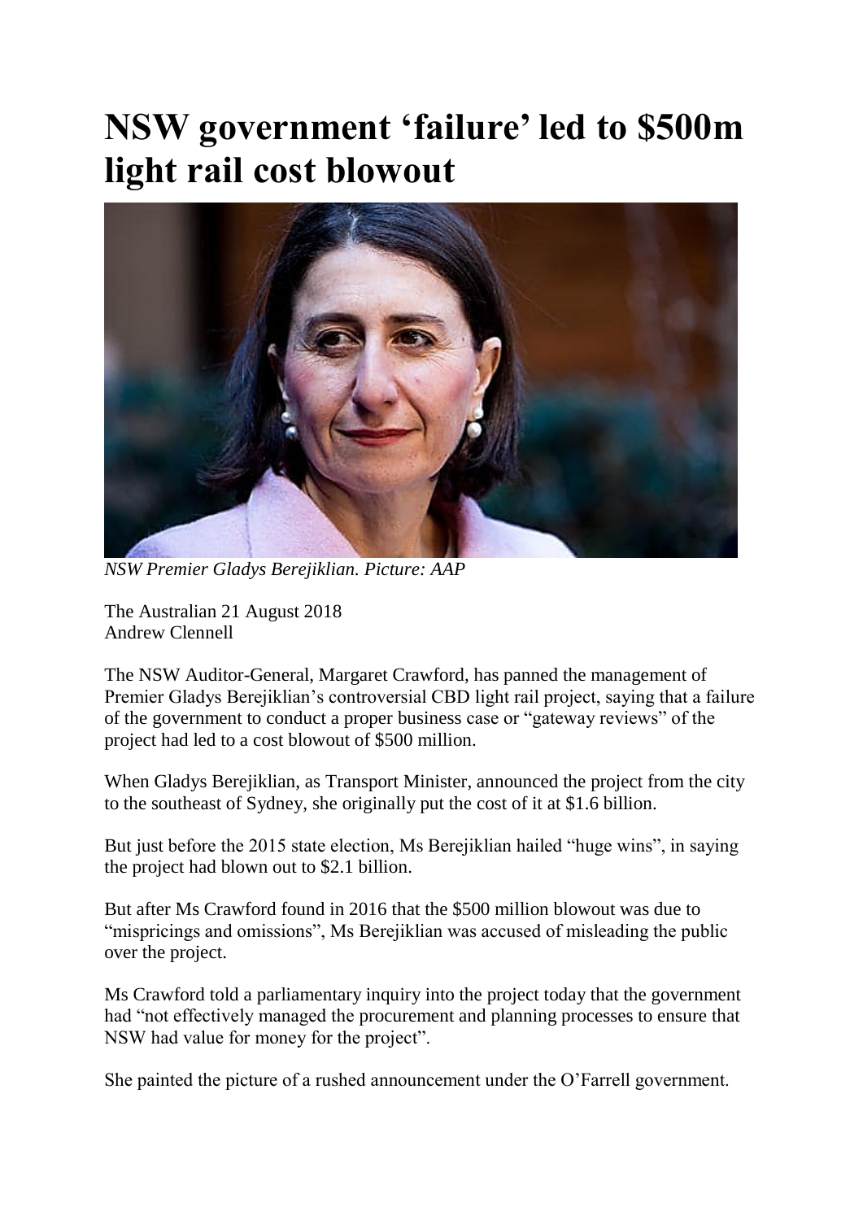# NSW government 'failure' led to $500m light rail cost blowout

*NSW Premier Gladys Berejiklian. Picture: AAP*

The Australian 21 August 2018
Andrew Clennell

The NSW Auditor-General, Margaret Crawford, has panned the management of Premier Gladys Berejiklian's controversial CBD light rail project, saying that a failure of the government to conduct a proper business case or "gateway reviews" of the project had led to a cost blowout of $500 million.

When Gladys Berejiklian, as Transport Minister, announced the project from the city to the southeast of Sydney, she originally put the cost of it at $1.6 billion.

But just before the 2015 state election, Ms Berejiklian hailed "huge wins", in saying the project had blown out to $2.1 billion.

But after Ms Crawford found in 2016 that the $500 million blowout was due to "mispricings and omissions", Ms Berejiklian was accused of misleading the public over the project.

Ms Crawford told a parliamentary inquiry into the project today that the government had "not effectively managed the procurement and planning processes to ensure that NSW had value for money for the project".

She painted the picture of a rushed announcement under the O'Farrell government.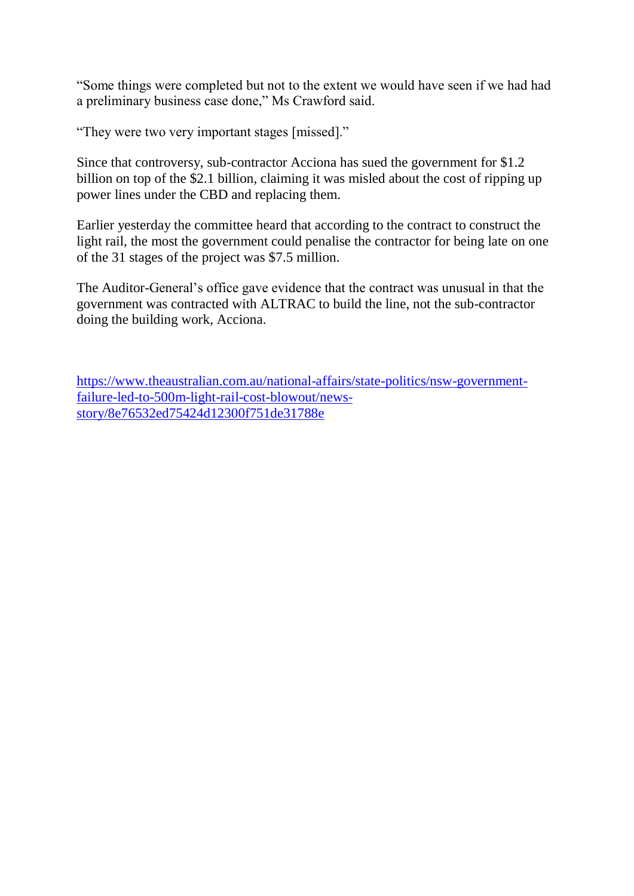"Some things were completed but not to the extent we would have seen if we had had a preliminary business case done," Ms Crawford said.

"They were two very important stages [missed]."

Since that controversy, sub-contractor Acciona has sued the government for $1.2 billion on top of the $2.1 billion, claiming it was misled about the cost of ripping up power lines under the CBD and replacing them.

Earlier yesterday the committee heard that according to the contract to construct the light rail, the most the government could penalise the contractor for being late on one of the 31 stages of the project was $7.5 million.

The Auditor-General's office gave evidence that the contract was unusual in that the government was contracted with ALTRAC to build the line, not the sub-contractor doing the building work, Acciona.

https://www.theaustralian.com.au/national-affairs/state-politics/nsw-government-failure-led-to-500m-light-rail-cost-blowout/news-story/8e76532ed75424d12300f751de31788e